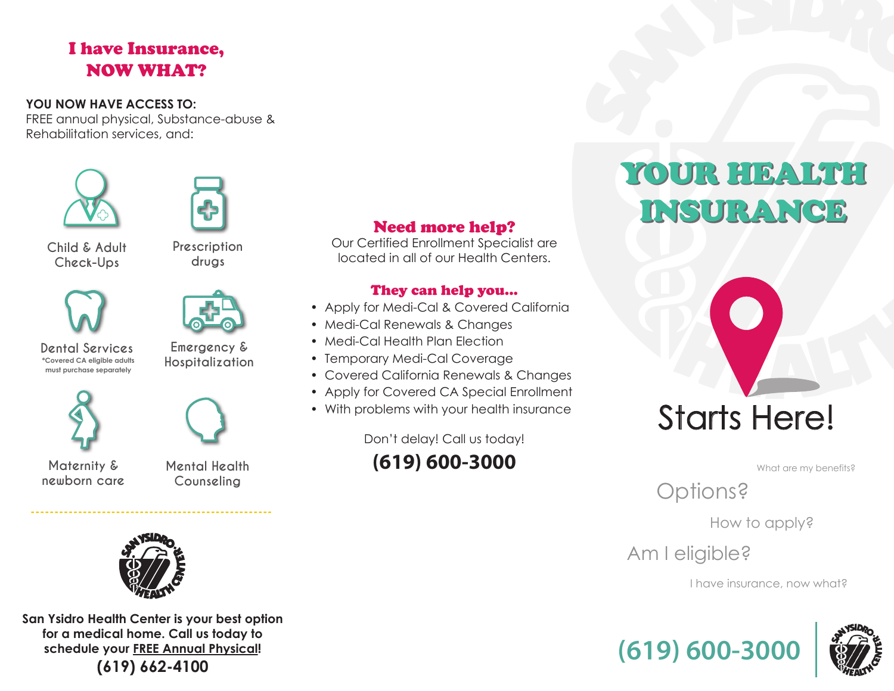## I have Insurance, NOW WHAT?

**YOU NOW HAVE ACCESS TO:**
FREE annual physical, Substance-abuse & Rehabilitation services, and:

- Child & Adult Check-Ups
- Prescription drugs
- Dental Services
  *Covered CA eligible adults must purchase separately
- Emergency & Hospitalization
- Maternity & newborn care
- Mental Health Counseling

**San Ysidro Health Center is your best option for a medical home. Call us today to schedule your FREE Annual Physical!**
**(619) 662-4100**

## Need more help?

Our Certified Enrollment Specialist are located in all of our Health Centers.

### They can help you...

- Apply for Medi-Cal & Covered California
- Medi-Cal Renewals & Changes
- Medi-Cal Health Plan Election
- Temporary Medi-Cal Coverage
- Covered California Renewals & Changes
- Apply for Covered CA Special Enrollment
- With problems with your health insurance

Don't delay! Call us today!

**(619) 600-3000**

# YOUR HEALTH INSURANCE

## Starts Here!

What are my benefits?

Options?

How to apply?

Am I eligible?

I have insurance, now what?

**(619) 600-3000**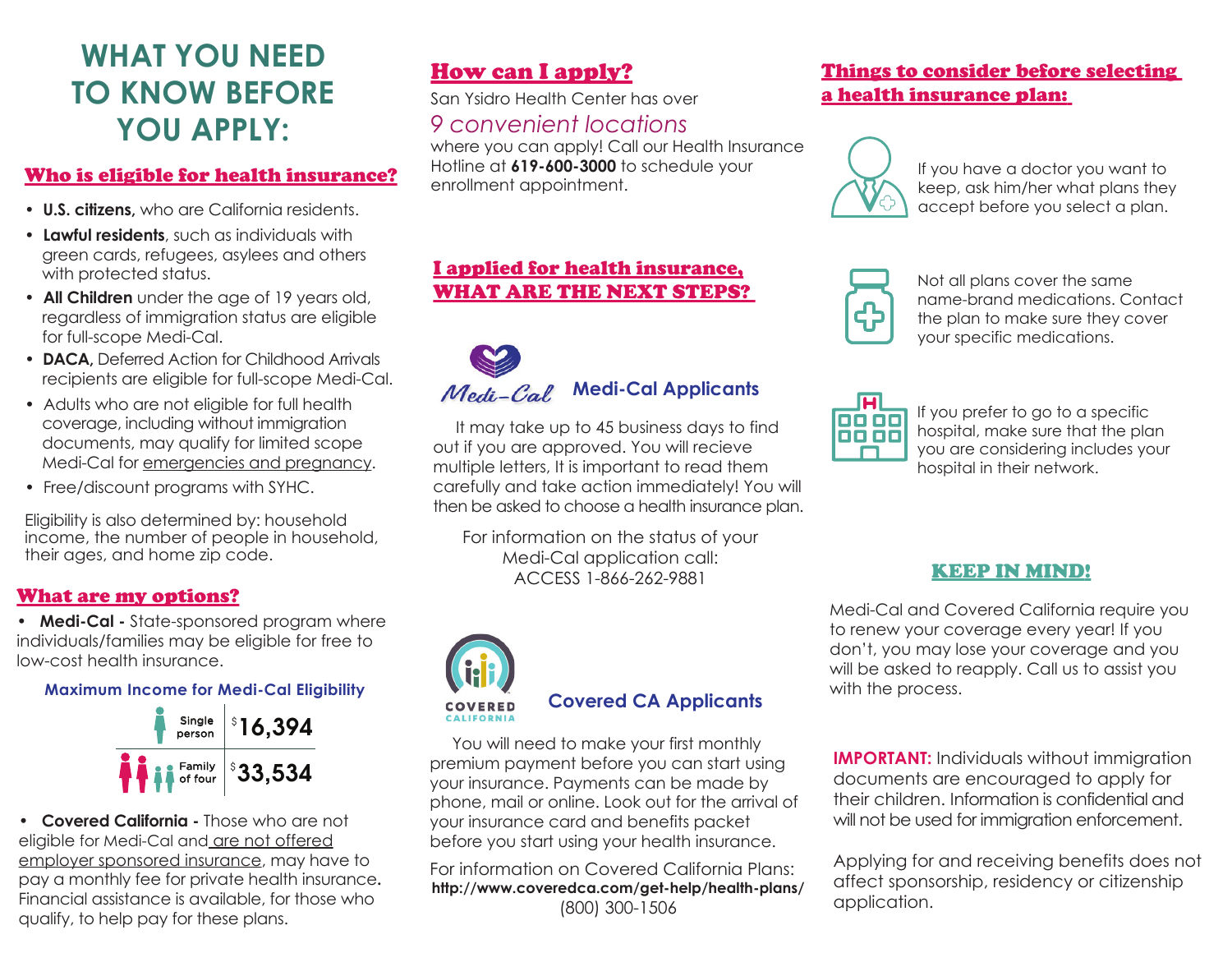# WHAT YOU NEED TO KNOW BEFORE YOU APPLY:

## Who is eligible for health insurance?

- **U.S. citizens,** who are California residents.
- **Lawful residents**, such as individuals with green cards, refugees, asylees and others with protected status.
- **All Children** under the age of 19 years old, regardless of immigration status are eligible for full-scope Medi-Cal.
- **DACA,** Deferred Action for Childhood Arrivals recipients are eligible for full-scope Medi-Cal.
- Adults who are not eligible for full health coverage, including without immigration documents, may qualify for limited scope Medi-Cal for emergencies and pregnancy.
- Free/discount programs with SYHC.

Eligibility is also determined by: household income, the number of people in household, their ages, and home zip code.

## What are my options?

- **Medi-Cal -** State-sponsored program where individuals/families may be eligible for free to low-cost health insurance.

**Maximum Income for Medi-Cal Eligibility**

| | |
|---|---|
| Single person | $16,394 |
| Family of four | $33,534 |

- **Covered California -** Those who are not eligible for Medi-Cal and are not offered employer sponsored insurance, may have to pay a monthly fee for private health insurance. Financial assistance is available, for those who qualify, to help pay for these plans.

## How can I apply?

San Ysidro Health Center has over

*9 convenient locations*

where you can apply! Call our Health Insurance Hotline at **619-600-3000** to schedule your enrollment appointment.

## I applied for health insurance, WHAT ARE THE NEXT STEPS?

### Medi-Cal Applicants

It may take up to 45 business days to find out if you are approved. You will recieve multiple letters, It is important to read them carefully and take action immediately! You will then be asked to choose a health insurance plan.

For information on the status of your Medi-Cal application call:
ACCESS 1-866-262-9881

### Covered CA Applicants

You will need to make your first monthly premium payment before you can start using your insurance. Payments can be made by phone, mail or online. Look out for the arrival of your insurance card and benefits packet before you start using your health insurance.

For information on Covered California Plans:
**http://www.coveredca.com/get-help/health-plans/**
(800) 300-1506

## Things to consider before selecting a health insurance plan:

If you have a doctor you want to keep, ask him/her what plans they accept before you select a plan.

Not all plans cover the same name-brand medications. Contact the plan to make sure they cover your specific medications.

If you prefer to go to a specific hospital, make sure that the plan you are considering includes your hospital in their network.

## KEEP IN MIND!

Medi-Cal and Covered California require you to renew your coverage every year! If you don't, you may lose your coverage and you will be asked to reapply. Call us to assist you with the process.

**IMPORTANT:** Individuals without immigration documents are encouraged to apply for their children. Information is confidential and will not be used for immigration enforcement.

Applying for and receiving benefits does not affect sponsorship, residency or citizenship application.